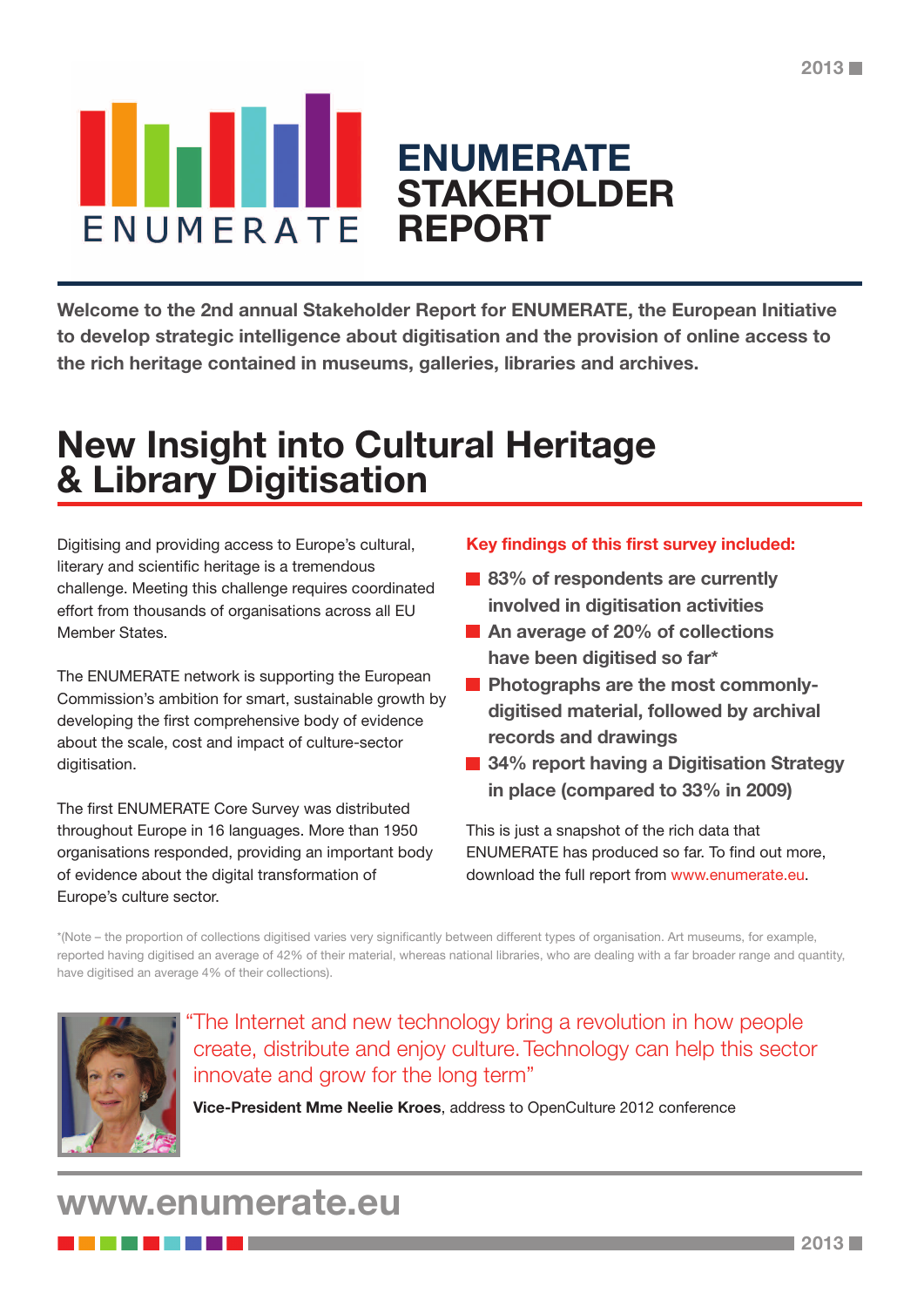# ENUMERATE STAKEHOLDER REPORT

**Welcome to the 2nd annual Stakeholder Report for ENUMERATE, the European Initiative to develop strategic intelligence about digitisation and the provision of online access to the rich heritage contained in museums, galleries, libraries and archives.**

## New Insight into Cultural Heritage & Library Digitisation

Digitising and providing access to Europe's cultural, literary and scientific heritage is a tremendous challenge. Meeting this challenge requires coordinated effort from thousands of organisations across all EU Member States.

The ENUMERATE network is supporting the European Commission's ambition for smart, sustainable growth by developing the first comprehensive body of evidence about the scale, cost and impact of culture-sector digitisation.

The first ENUMERATE Core Survey was distributed throughout Europe in 16 languages. More than 1950 organisations responded, providing an important body of evidence about the digital transformation of Europe's culture sector.

**Key findings of this first survey included:**

- **83% of respondents are currently involved in digitisation activities**
- **An average of 20% of collections have been digitised so far***
- **Photographs are the most commonly-digitised material, followed by archival records and drawings**
- **34% report having a Digitisation Strategy in place (compared to 33% in 2009)**

This is just a snapshot of the rich data that ENUMERATE has produced so far. To find out more, download the full report from www.enumerate.eu.

*(Note – the proportion of collections digitised varies very significantly between different types of organisation. Art museums, for example, reported having digitised an average of 42% of their material, whereas national libraries, who are dealing with a far broader range and quantity, have digitised an average 4% of their collections).

"The Internet and new technology bring a revolution in how people create, distribute and enjoy culture. Technology can help this sector innovate and grow for the long term"

**Vice-President Mme Neelie Kroes**, address to OpenCulture 2012 conference

www.enumerate.eu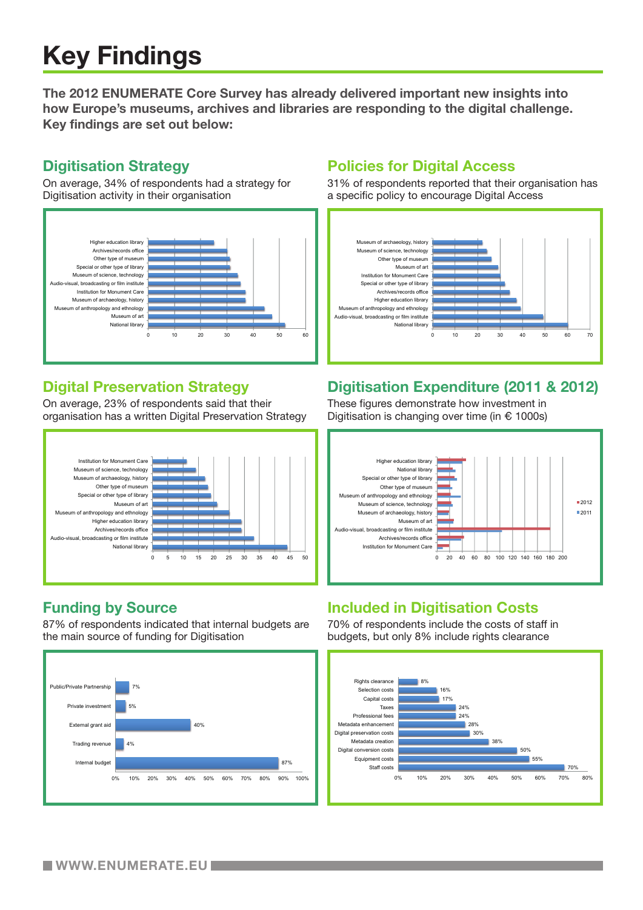# Key Findings

**The 2012 ENUMERATE Core Survey has already delivered important new insights into how Europe's museums, archives and libraries are responding to the digital challenge. Key findings are set out below:**

## Digitisation Strategy

On average, 34% of respondents had a strategy for Digitisation activity in their organisation

## Policies for Digital Access

31% of respondents reported that their organisation has a specific policy to encourage Digital Access

## Digital Preservation Strategy

On average, 23% of respondents said that their organisation has a written Digital Preservation Strategy

## Digitisation Expenditure (2011 & 2012)

These figures demonstrate how investment in Digitisation is changing over time (in € 1000s)

## Funding by Source

87% of respondents indicated that internal budgets are the main source of funding for Digitisation

| Source | % |
|---|---|
| Public/Private Partnership | 7% |
| Private investment | 5% |
| External grant aid | 40% |
| Trading revenue | 4% |
| Internal budget | 87% |

## Included in Digitisation Costs

70% of respondents include the costs of staff in budgets, but only 8% include rights clearance

| Cost | % |
|---|---|
| Rights clearance | 8% |
| Selection costs | 16% |
| Capital costs | 17% |
| Taxes | 24% |
| Professional fees | 24% |
| Metadata enhancement | 28% |
| Digital preservation costs | 30% |
| Metadata creation | 38% |
| Digital conversion costs | 50% |
| Equipment costs | 55% |
| Staff costs | 70% |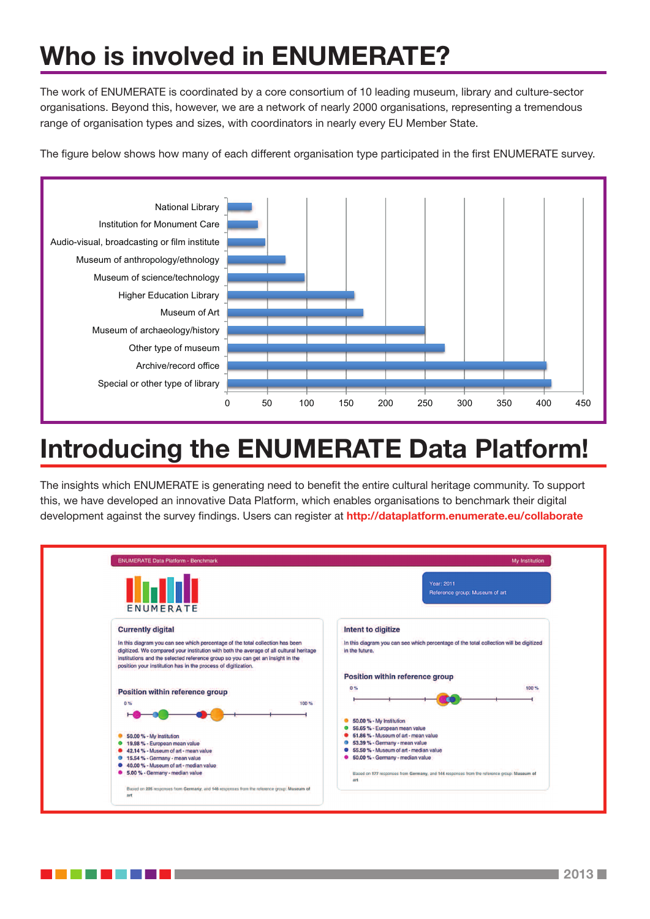# Who is involved in ENUMERATE?

The work of ENUMERATE is coordinated by a core consortium of 10 leading museum, library and culture-sector organisations. Beyond this, however, we are a network of nearly 2000 organisations, representing a tremendous range of organisation types and sizes, with coordinators in nearly every EU Member State.

The figure below shows how many of each different organisation type participated in the first ENUMERATE survey.

| Organisation type |
|---|
| National Library |
| Institution for Monument Care |
| Audio-visual, broadcasting or film institute |
| Museum of anthropology/ethnology |
| Museum of science/technology |
| Higher Education Library |
| Museum of Art |
| Museum of archaeology/history |
| Other type of museum |
| Archive/record office |
| Special or other type of library |

0 50 100 150 200 250 300 350 400 450

# Introducing the ENUMERATE Data Platform!

The insights which ENUMERATE is generating need to benefit the entire cultural heritage community. To support this, we have developed an innovative Data Platform, which enables organisations to benchmark their digital development against the survey findings. Users can register at **http://dataplatform.enumerate.eu/collaborate**

ENUMERATE Data Platform - Benchmark — My Institution

ENUMERATE

Year: 2011
Reference group: Museum of art

**Currently digital**

In this diagram you can see which percentage of the total collection has been digitized. We compared your institution with both the average of all cultural heritage institutions and the selected reference group so you can get an insight in the position your institution has in the process of digitization.

**Position within reference group**

0 % — 100 %

- 50.00 % - My Institution
- 19.98 % - European mean value
- 42.14 % - Museum of art - mean value
- 15.54 % - Germany - mean value
- 40.00 % - Museum of art - median value
- 5.00 % - Germany - median value

Based on 205 responses from Germany, and 146 responses from the reference group: Museum of art

**Intent to digitize**

In this diagram you can see which percentage of the total collection will be digitized in the future.

**Position within reference group**

0 % — 100 %

- 50.00 % - My Institution
- 56.65 % - European mean value
- 51.86 % - Museum of art - mean value
- 53.39 % - Germany - mean value
- 55.50 % - Museum of art - median value
- 50.00 % - Germany - median value

Based on 177 responses from Germany, and 144 responses from the reference group: Museum of art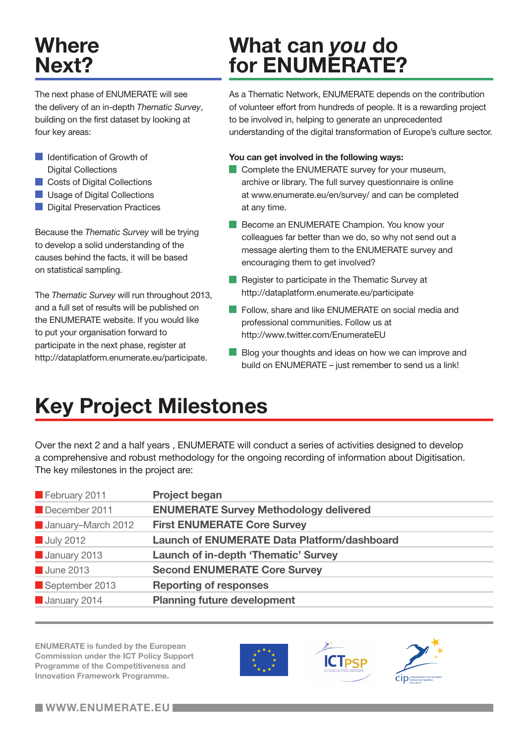# Where Next?

The next phase of ENUMERATE will see the delivery of an in-depth *Thematic Survey*, building on the first dataset by looking at four key areas:

- Identification of Growth of Digital Collections
- Costs of Digital Collections
- Usage of Digital Collections
- Digital Preservation Practices

Because the *Thematic Survey* will be trying to develop a solid understanding of the causes behind the facts, it will be based on statistical sampling.

The *Thematic Survey* will run throughout 2013, and a full set of results will be published on the ENUMERATE website. If you would like to put your organisation forward to participate in the next phase, register at http://dataplatform.enumerate.eu/participate.

# What can *you* do for ENUMERATE?

As a Thematic Network, ENUMERATE depends on the contribution of volunteer effort from hundreds of people. It is a rewarding project to be involved in, helping to generate an unprecedented understanding of the digital transformation of Europe's culture sector.

**You can get involved in the following ways:**

- Complete the ENUMERATE survey for your museum, archive or library. The full survey questionnaire is online at www.enumerate.eu/en/survey/ and can be completed at any time.
- Become an ENUMERATE Champion. You know your colleagues far better than we do, so why not send out a message alerting them to the ENUMERATE survey and encouraging them to get involved?
- Register to participate in the Thematic Survey at http://dataplatform.enumerate.eu/participate
- Follow, share and like ENUMERATE on social media and professional communities. Follow us at http://www.twitter.com/EnumerateEU
- Blog your thoughts and ideas on how we can improve and build on ENUMERATE – just remember to send us a link!

# Key Project Milestones

Over the next 2 and a half years , ENUMERATE will conduct a series of activities designed to develop a comprehensive and robust methodology for the ongoing recording of information about Digitisation. The key milestones in the project are:

| | |
|---|---|
| February 2011 | **Project began** |
| December 2011 | **ENUMERATE Survey Methodology delivered** |
| January–March 2012 | **First ENUMERATE Core Survey** |
| July 2012 | **Launch of ENUMERATE Data Platform/dashboard** |
| January 2013 | **Launch of in-depth 'Thematic' Survey** |
| June 2013 | **Second ENUMERATE Core Survey** |
| September 2013 | **Reporting of responses** |
| January 2014 | **Planning future development** |

**ENUMERATE is funded by the European Commission under the ICT Policy Support Programme of the Competitiveness and Innovation Framework Programme.**

**WWW.ENUMERATE.EU**